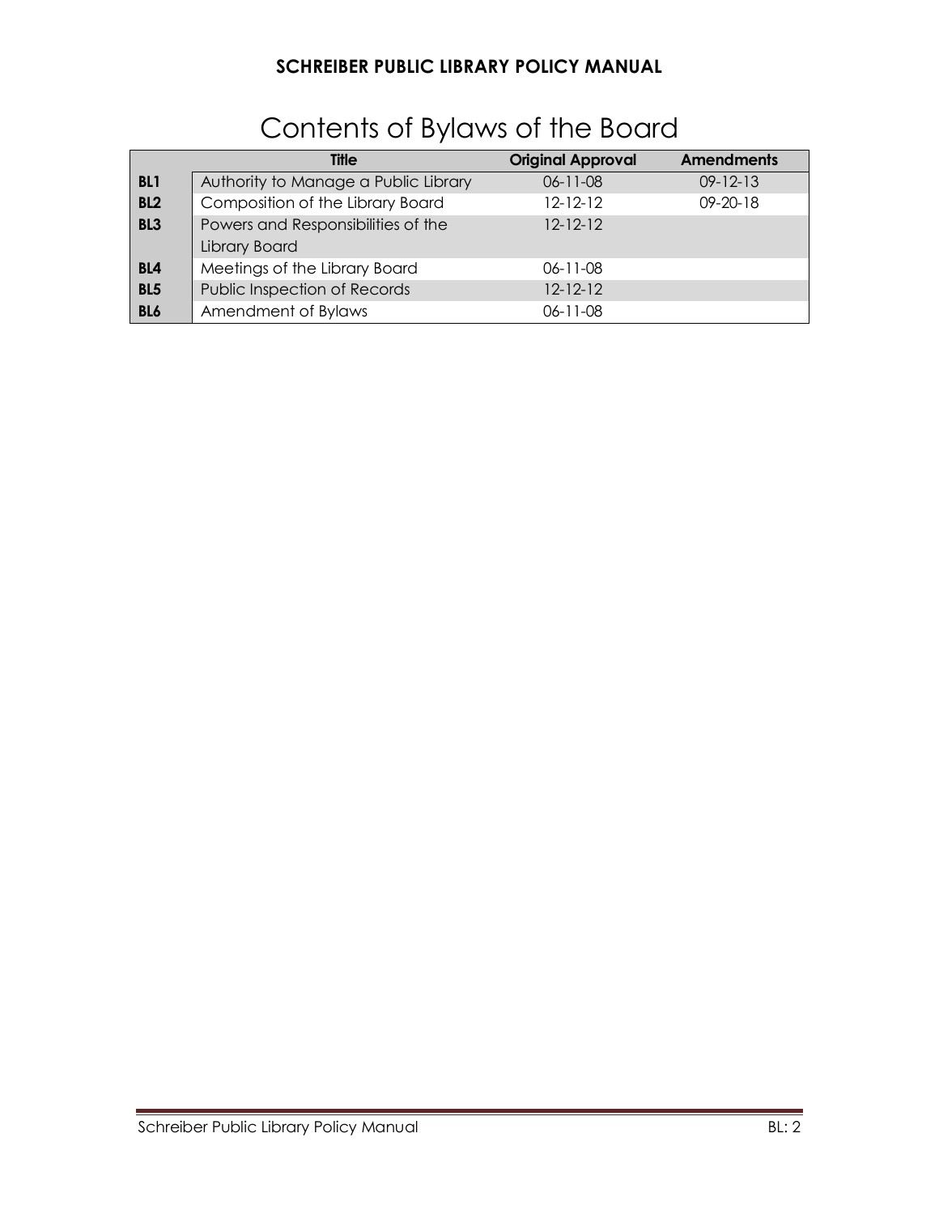# Contents of Bylaws of the Board

| | Title | Original Approval | Amendments |
|---|---|---|---|
| **BL1** | Authority to Manage a Public Library | 06-11-08 | 09-12-13 |
| **BL2** | Composition of the Library Board | 12-12-12 | 09-20-18 |
| **BL3** | Powers and Responsibilities of the Library Board | 12-12-12 | |
| **BL4** | Meetings of the Library Board | 06-11-08 | |
| **BL5** | Public Inspection of Records | 12-12-12 | |
| **BL6** | Amendment of Bylaws | 06-11-08 | |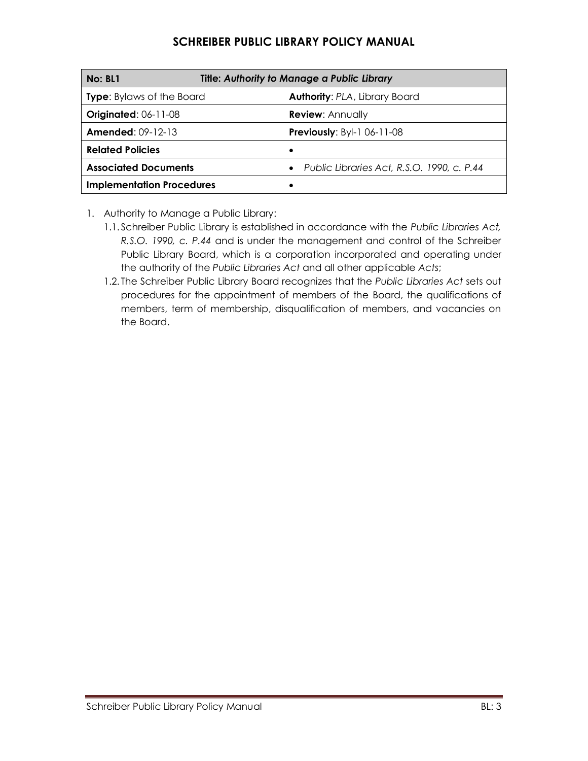# SCHREIBER PUBLIC LIBRARY POLICY MANUAL

| **No: BL1** | **Title: *Authority to Manage a Public Library*** |
|---|---|
| **Type**: Bylaws of the Board | **Authority**: *PLA*, Library Board |
| **Originated**: 06-11-08 | **Review**: Annually |
| **Amended**: 09-12-13 | **Previously**: Byl-1 06-11-08 |
| **Related Policies** | • |
| **Associated Documents** | • *Public Libraries Act, R.S.O. 1990, c. P.44* |
| **Implementation Procedures** | • |

1. Authority to Manage a Public Library:
   1.1. Schreiber Public Library is established in accordance with the *Public Libraries Act, R.S.O. 1990, c. P.44* and is under the management and control of the Schreiber Public Library Board, which is a corporation incorporated and operating under the authority of the *Public Libraries Act* and all other applicable *Acts*;
   1.2. The Schreiber Public Library Board recognizes that the *Public Libraries Act* sets out procedures for the appointment of members of the Board, the qualifications of members, term of membership, disqualification of members, and vacancies on the Board.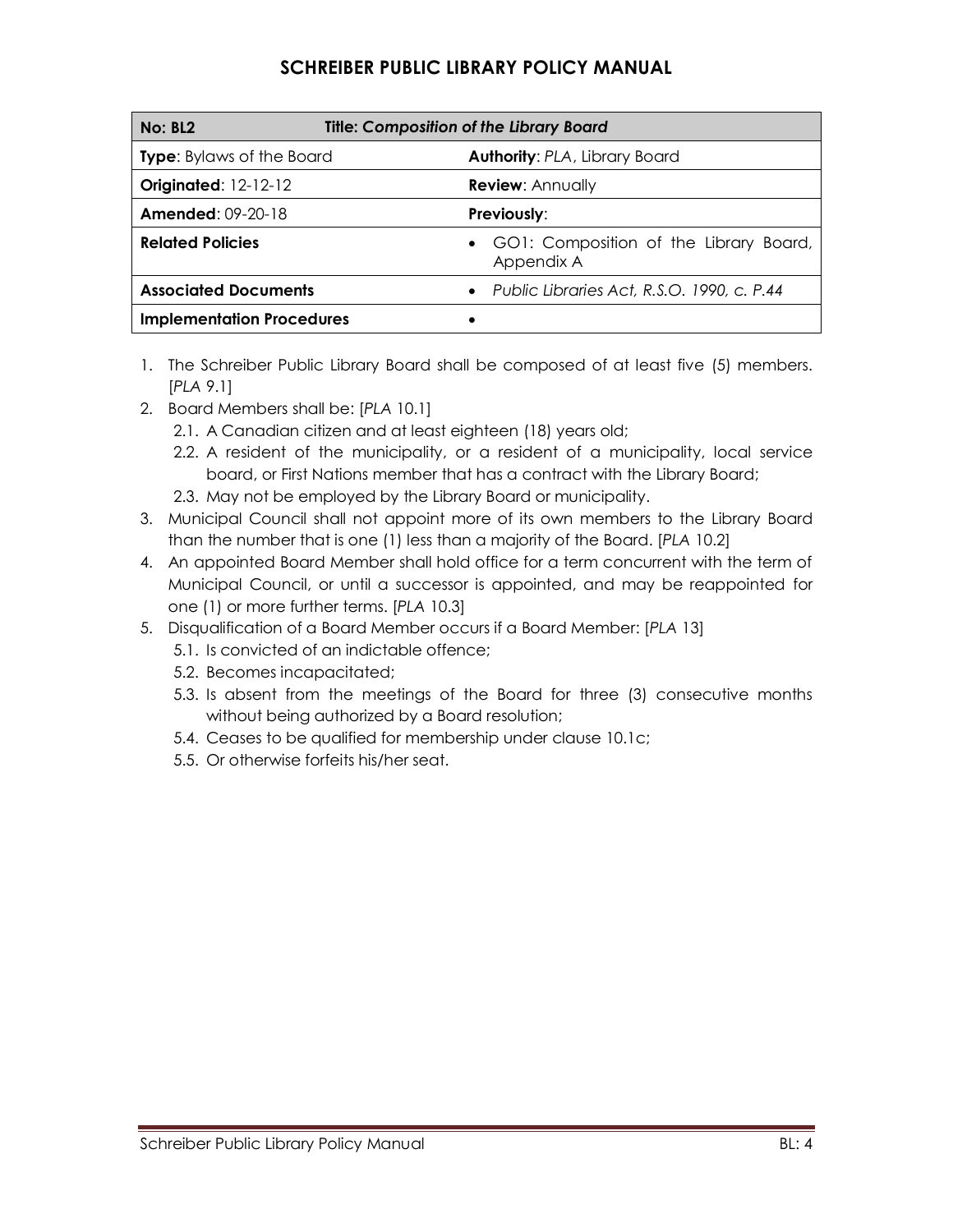# SCHREIBER PUBLIC LIBRARY POLICY MANUAL

| **No: BL2** | **Title: *Composition of the Library Board*** |
|---|---|
| **Type**: Bylaws of the Board | **Authority**: *PLA*, Library Board |
| **Originated**: 12-12-12 | **Review**: Annually |
| **Amended**: 09-20-18 | **Previously**: |
| **Related Policies** | • GO1: Composition of the Library Board, Appendix A |
| **Associated Documents** | • *Public Libraries Act, R.S.O. 1990, c. P.44* |
| **Implementation Procedures** | • |

1. The Schreiber Public Library Board shall be composed of at least five (5) members. [*PLA* 9.1]
2. Board Members shall be: [*PLA* 10.1]
   - 2.1. A Canadian citizen and at least eighteen (18) years old;
   - 2.2. A resident of the municipality, or a resident of a municipality, local service board, or First Nations member that has a contract with the Library Board;
   - 2.3. May not be employed by the Library Board or municipality.
3. Municipal Council shall not appoint more of its own members to the Library Board than the number that is one (1) less than a majority of the Board. [*PLA* 10.2]
4. An appointed Board Member shall hold office for a term concurrent with the term of Municipal Council, or until a successor is appointed, and may be reappointed for one (1) or more further terms. [*PLA* 10.3]
5. Disqualification of a Board Member occurs if a Board Member: [*PLA* 13]
   - 5.1. Is convicted of an indictable offence;
   - 5.2. Becomes incapacitated;
   - 5.3. Is absent from the meetings of the Board for three (3) consecutive months without being authorized by a Board resolution;
   - 5.4. Ceases to be qualified for membership under clause 10.1c;
   - 5.5. Or otherwise forfeits his/her seat.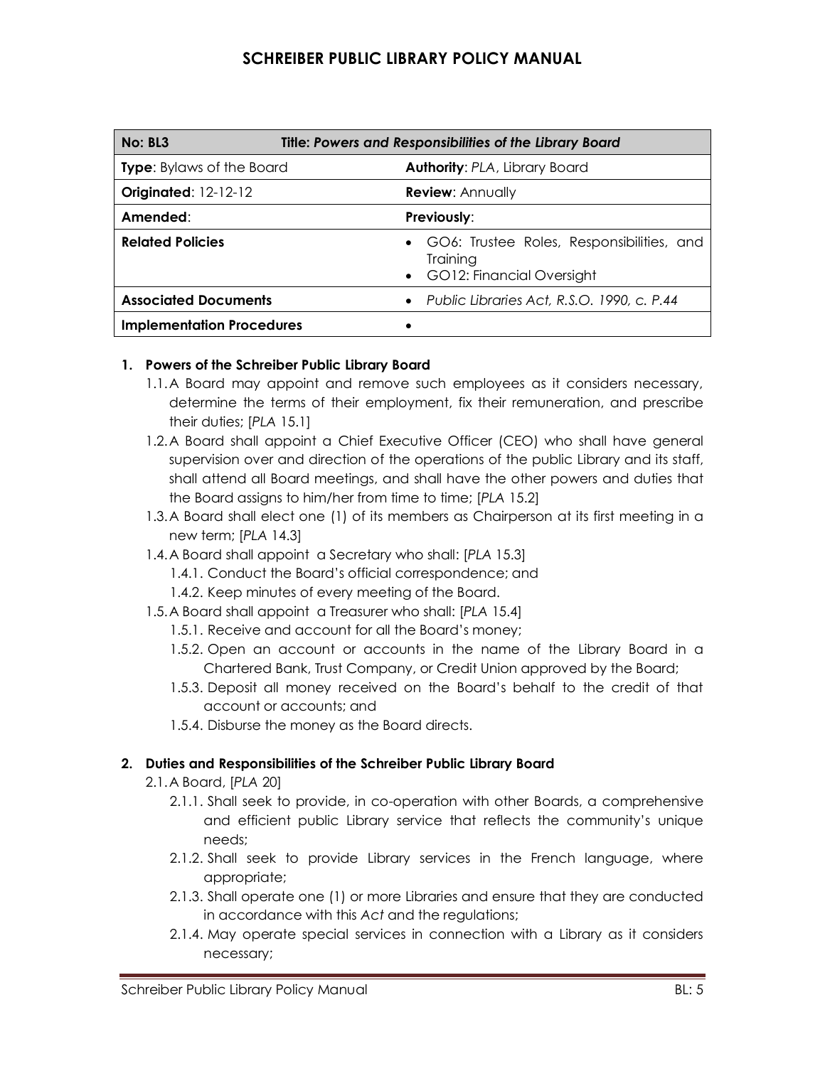| No: BL3 | Title: *Powers and Responsibilities of the Library Board* |
| --- | --- |
| **Type**: Bylaws of the Board | **Authority**: *PLA*, Library Board |
| **Originated**: 12-12-12 | **Review**: Annually |
| **Amended**: | **Previously**: |
| **Related Policies** | • GO6: Trustee Roles, Responsibilities, and Training<br>• GO12: Financial Oversight |
| **Associated Documents** | • *Public Libraries Act, R.S.O. 1990, c. P.44* |
| **Implementation Procedures** | • |

**1. Powers of the Schreiber Public Library Board**

1.1. A Board may appoint and remove such employees as it considers necessary, determine the terms of their employment, fix their remuneration, and prescribe their duties; [*PLA* 15.1]

1.2. A Board shall appoint a Chief Executive Officer (CEO) who shall have general supervision over and direction of the operations of the public Library and its staff, shall attend all Board meetings, and shall have the other powers and duties that the Board assigns to him/her from time to time; [*PLA* 15.2]

1.3. A Board shall elect one (1) of its members as Chairperson at its first meeting in a new term; [*PLA* 14.3]

1.4. A Board shall appoint a Secretary who shall: [*PLA* 15.3]

1.4.1. Conduct the Board's official correspondence; and

1.4.2. Keep minutes of every meeting of the Board.

1.5. A Board shall appoint a Treasurer who shall: [*PLA* 15.4]

1.5.1. Receive and account for all the Board's money;

1.5.2. Open an account or accounts in the name of the Library Board in a Chartered Bank, Trust Company, or Credit Union approved by the Board;

1.5.3. Deposit all money received on the Board's behalf to the credit of that account or accounts; and

1.5.4. Disburse the money as the Board directs.

**2. Duties and Responsibilities of the Schreiber Public Library Board**

2.1. A Board, [*PLA* 20]

2.1.1. Shall seek to provide, in co-operation with other Boards, a comprehensive and efficient public Library service that reflects the community's unique needs;

2.1.2. Shall seek to provide Library services in the French language, where appropriate;

2.1.3. Shall operate one (1) or more Libraries and ensure that they are conducted in accordance with this *Act* and the regulations;

2.1.4. May operate special services in connection with a Library as it considers necessary;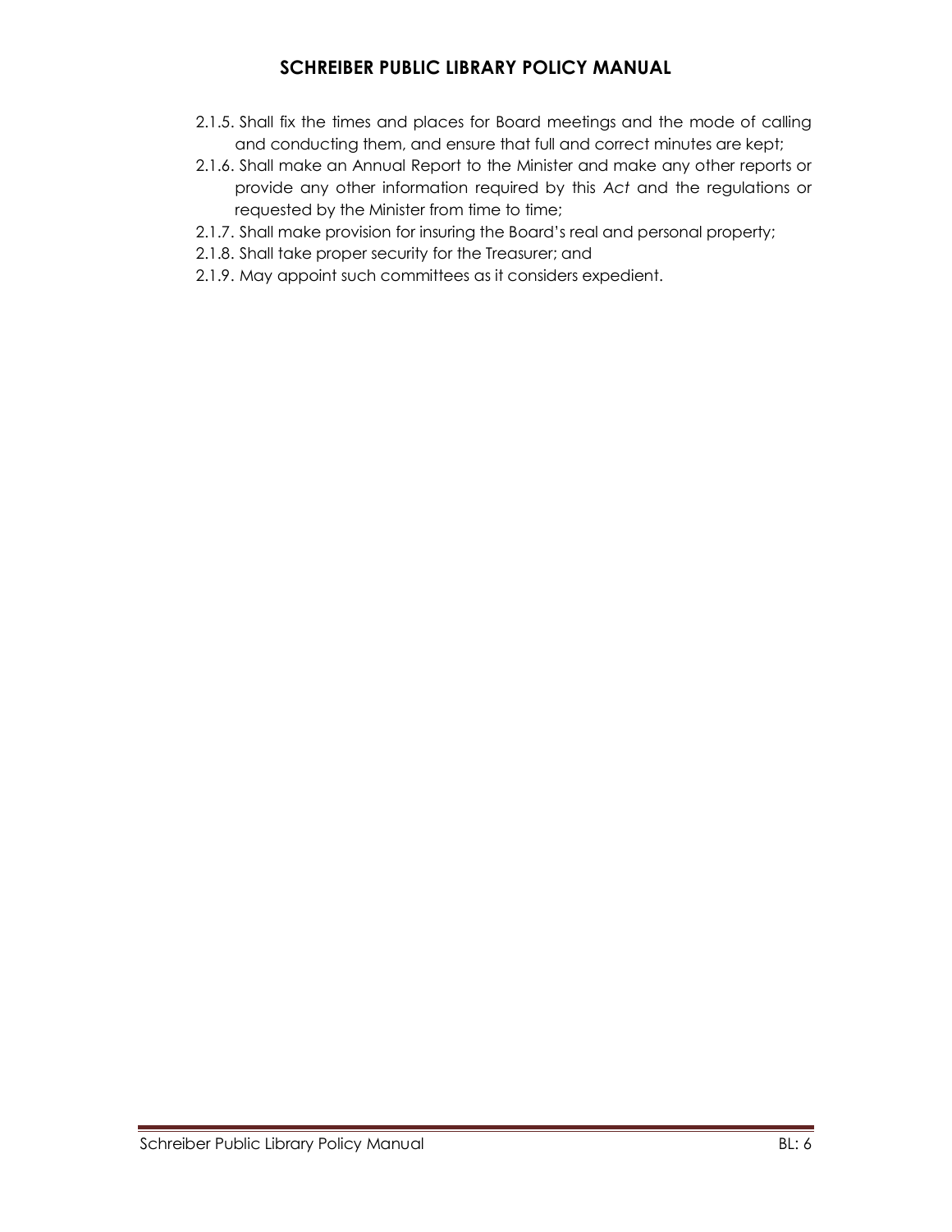2.1.5. Shall fix the times and places for Board meetings and the mode of calling and conducting them, and ensure that full and correct minutes are kept;
2.1.6. Shall make an Annual Report to the Minister and make any other reports or provide any other information required by this *Act* and the regulations or requested by the Minister from time to time;
2.1.7. Shall make provision for insuring the Board's real and personal property;
2.1.8. Shall take proper security for the Treasurer; and
2.1.9. May appoint such committees as it considers expedient.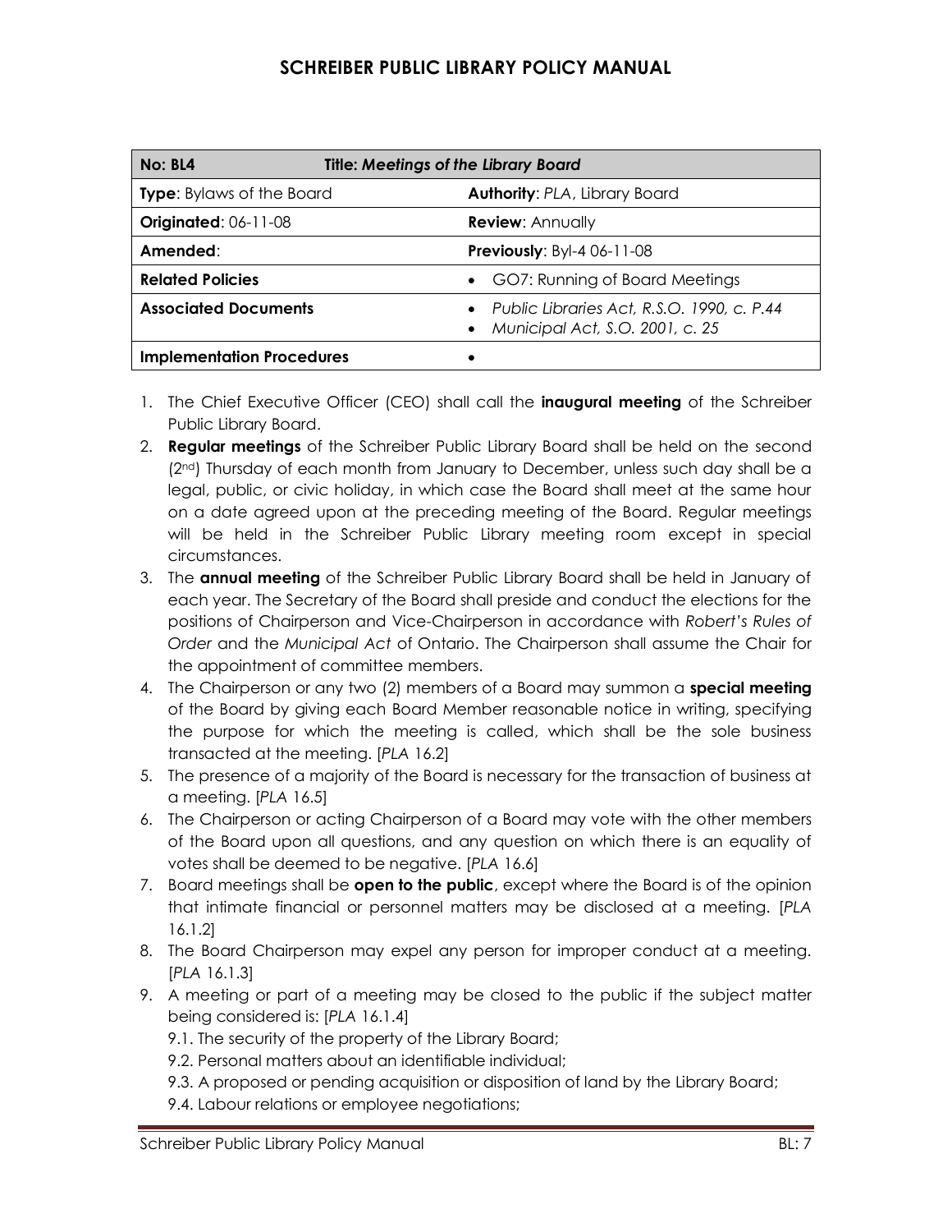| No: BL4 | Title: *Meetings of the Library Board* |
|---|---|
| **Type**: Bylaws of the Board | **Authority**: *PLA*, Library Board |
| **Originated**: 06-11-08 | **Review**: Annually |
| **Amended**: | **Previously**: Byl-4 06-11-08 |
| **Related Policies** | • GO7: Running of Board Meetings |
| **Associated Documents** | • *Public Libraries Act, R.S.O. 1990, c. P.44*<br>• *Municipal Act, S.O. 2001, c. 25* |
| **Implementation Procedures** | • |

1. The Chief Executive Officer (CEO) shall call the **inaugural meeting** of the Schreiber Public Library Board.
2. **Regular meetings** of the Schreiber Public Library Board shall be held on the second (2nd) Thursday of each month from January to December, unless such day shall be a legal, public, or civic holiday, in which case the Board shall meet at the same hour on a date agreed upon at the preceding meeting of the Board. Regular meetings will be held in the Schreiber Public Library meeting room except in special circumstances.
3. The **annual meeting** of the Schreiber Public Library Board shall be held in January of each year. The Secretary of the Board shall preside and conduct the elections for the positions of Chairperson and Vice-Chairperson in accordance with *Robert's Rules of Order* and the *Municipal Act* of Ontario. The Chairperson shall assume the Chair for the appointment of committee members.
4. The Chairperson or any two (2) members of a Board may summon a **special meeting** of the Board by giving each Board Member reasonable notice in writing, specifying the purpose for which the meeting is called, which shall be the sole business transacted at the meeting. [*PLA* 16.2]
5. The presence of a majority of the Board is necessary for the transaction of business at a meeting. [*PLA* 16.5]
6. The Chairperson or acting Chairperson of a Board may vote with the other members of the Board upon all questions, and any question on which there is an equality of votes shall be deemed to be negative. [*PLA* 16.6]
7. Board meetings shall be **open to the public**, except where the Board is of the opinion that intimate financial or personnel matters may be disclosed at a meeting. [*PLA* 16.1.2]
8. The Board Chairperson may expel any person for improper conduct at a meeting. [*PLA* 16.1.3]
9. A meeting or part of a meeting may be closed to the public if the subject matter being considered is: [*PLA* 16.1.4]
   9.1. The security of the property of the Library Board;
   9.2. Personal matters about an identifiable individual;
   9.3. A proposed or pending acquisition or disposition of land by the Library Board;
   9.4. Labour relations or employee negotiations;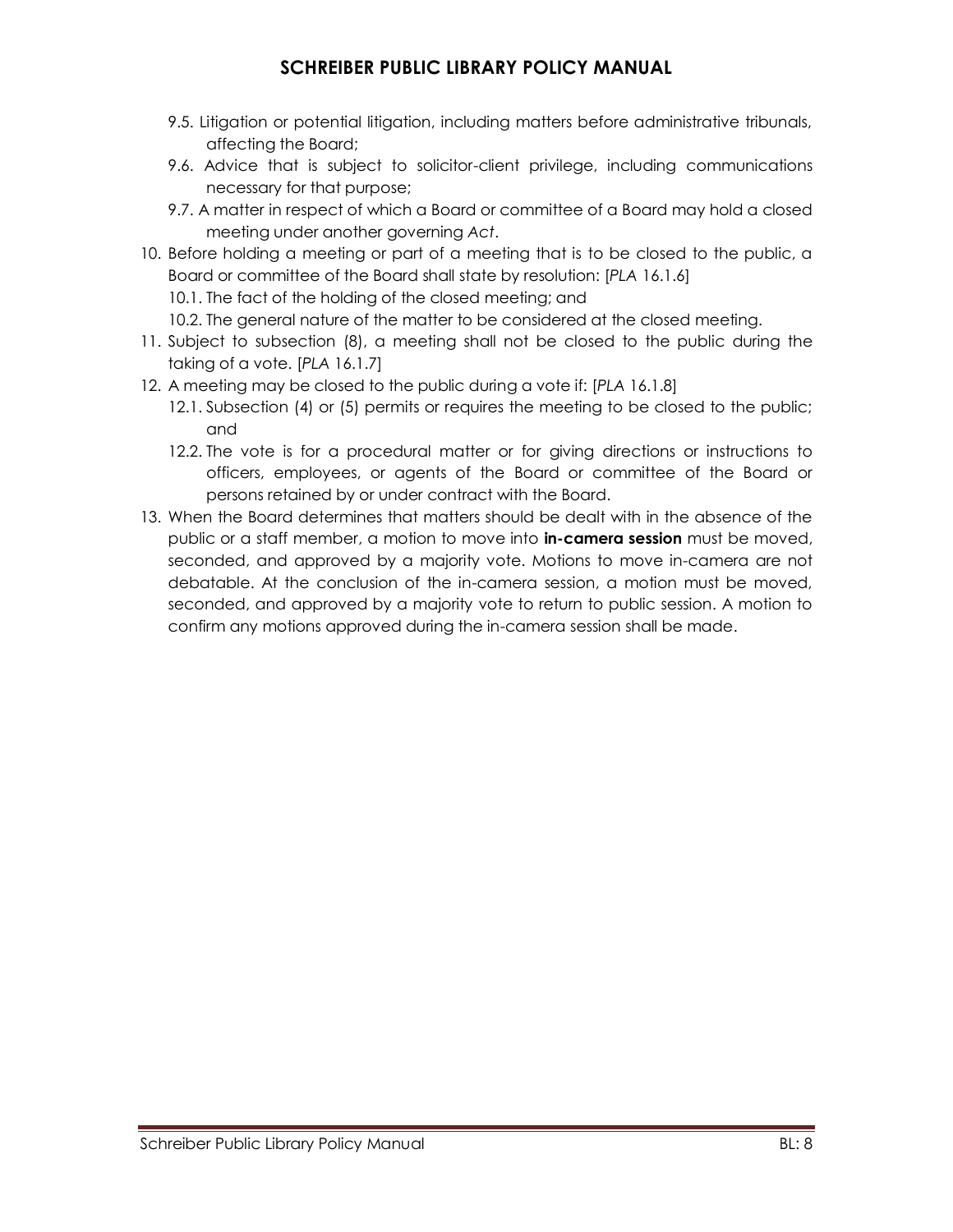9.5. Litigation or potential litigation, including matters before administrative tribunals, affecting the Board;

9.6. Advice that is subject to solicitor-client privilege, including communications necessary for that purpose;

9.7. A matter in respect of which a Board or committee of a Board may hold a closed meeting under another governing *Act*.

10. Before holding a meeting or part of a meeting that is to be closed to the public, a Board or committee of the Board shall state by resolution: [*PLA* 16.1.6]

    10.1. The fact of the holding of the closed meeting; and

    10.2. The general nature of the matter to be considered at the closed meeting.

11. Subject to subsection (8), a meeting shall not be closed to the public during the taking of a vote. [*PLA* 16.1.7]

12. A meeting may be closed to the public during a vote if: [*PLA* 16.1.8]

    12.1. Subsection (4) or (5) permits or requires the meeting to be closed to the public; and

    12.2. The vote is for a procedural matter or for giving directions or instructions to officers, employees, or agents of the Board or committee of the Board or persons retained by or under contract with the Board.

13. When the Board determines that matters should be dealt with in the absence of the public or a staff member, a motion to move into **in-camera session** must be moved, seconded, and approved by a majority vote. Motions to move in-camera are not debatable. At the conclusion of the in-camera session, a motion must be moved, seconded, and approved by a majority vote to return to public session. A motion to confirm any motions approved during the in-camera session shall be made.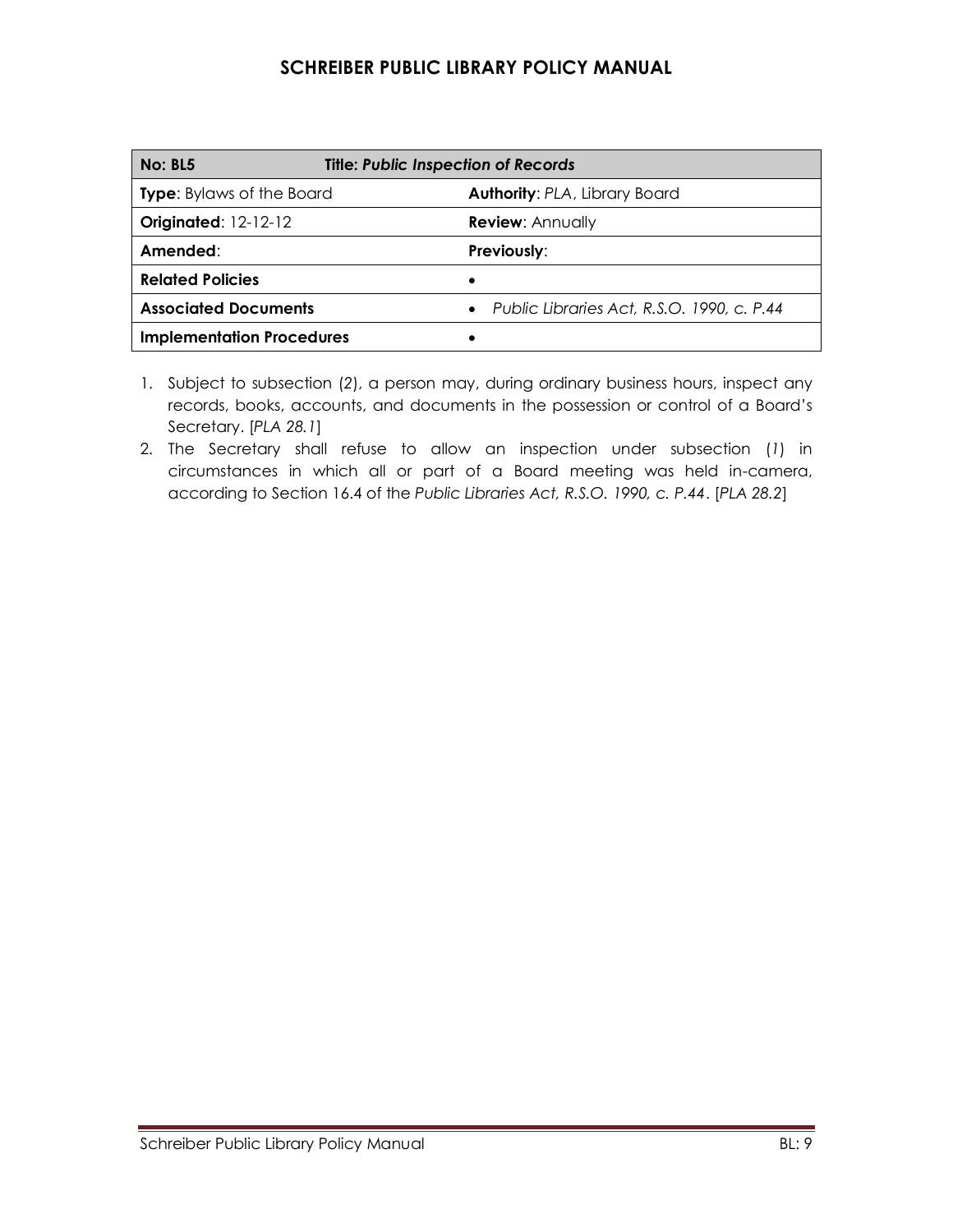| No: BL5 | Title: *Public Inspection of Records* |
| --- | --- |
| **Type**: Bylaws of the Board | **Authority**: *PLA*, Library Board |
| **Originated**: 12-12-12 | **Review**: Annually |
| **Amended**: | **Previously**: |
| **Related Policies** | • |
| **Associated Documents** | • *Public Libraries Act, R.S.O. 1990, c. P.44* |
| **Implementation Procedures** | • |

1. Subject to subsection (*2*), a person may, during ordinary business hours, inspect any records, books, accounts, and documents in the possession or control of a Board's Secretary. [*PLA 28.1*]
2. The Secretary shall refuse to allow an inspection under subsection (*1*) in circumstances in which all or part of a Board meeting was held in-camera, according to Section 16.4 of the *Public Libraries Act, R.S.O. 1990, c. P.44*. [*PLA 28.2*]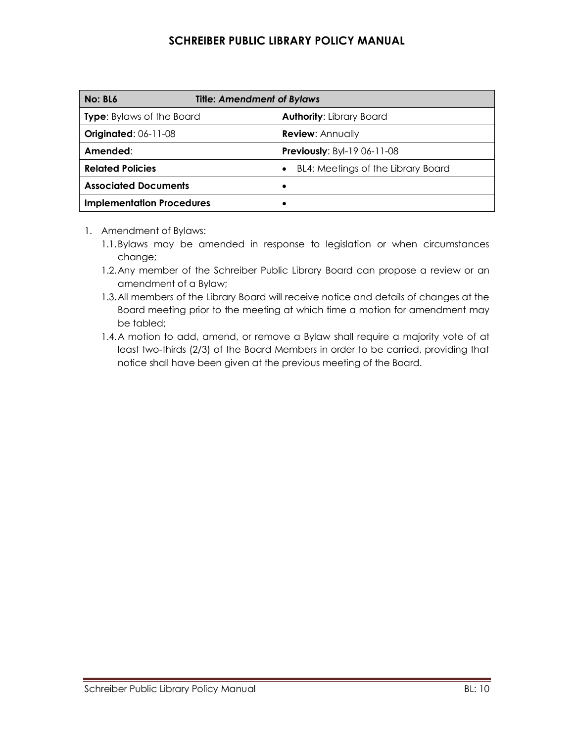| No: BL6 | Title: *Amendment of Bylaws* |
| --- | --- |
| **Type**: Bylaws of the Board | **Authority**: Library Board |
| **Originated**: 06-11-08 | **Review**: Annually |
| **Amended**: | **Previously**: Byl-19 06-11-08 |
| **Related Policies** | • BL4: Meetings of the Library Board |
| **Associated Documents** | • |
| **Implementation Procedures** | • |

1. Amendment of Bylaws:
   1.1. Bylaws may be amended in response to legislation or when circumstances change;
   1.2. Any member of the Schreiber Public Library Board can propose a review or an amendment of a Bylaw;
   1.3. All members of the Library Board will receive notice and details of changes at the Board meeting prior to the meeting at which time a motion for amendment may be tabled;
   1.4. A motion to add, amend, or remove a Bylaw shall require a majority vote of at least two-thirds (2/3) of the Board Members in order to be carried, providing that notice shall have been given at the previous meeting of the Board.